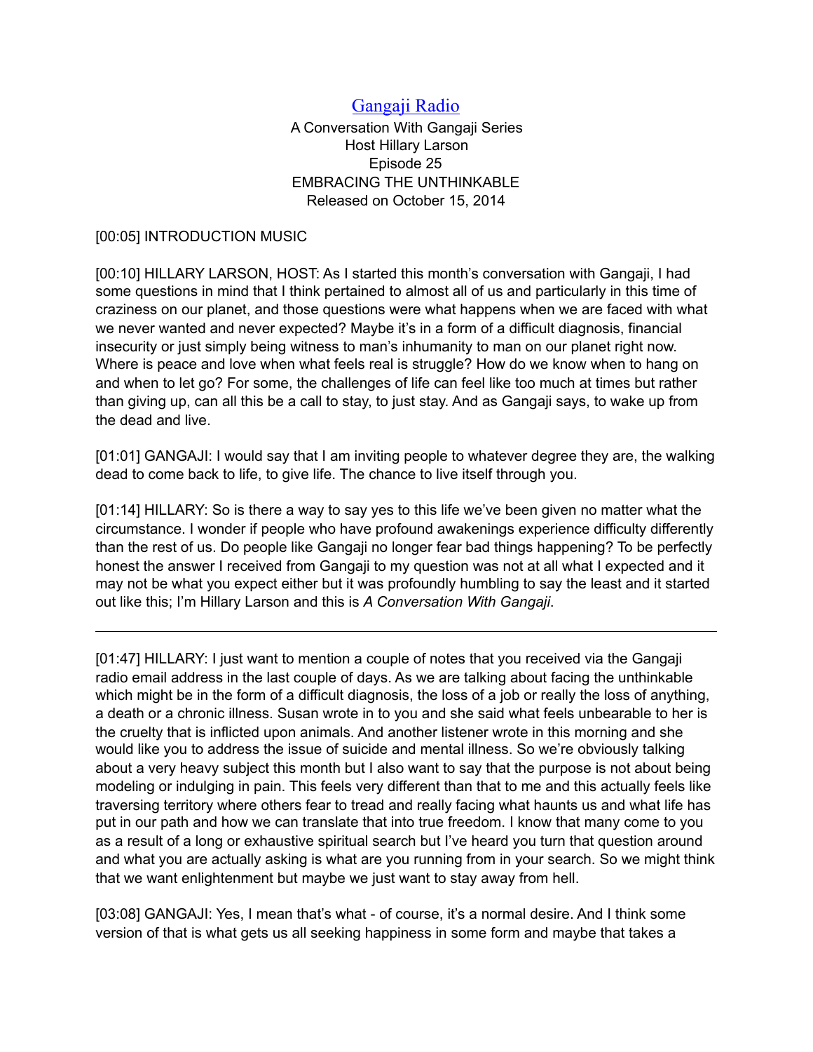# [Gangaji Radio](#)

A Conversation With Gangaji Series
Host Hillary Larson
Episode 25
EMBRACING THE UNTHINKABLE
Released on October 15, 2014

[00:05] INTRODUCTION MUSIC

[00:10] HILLARY LARSON, HOST: As I started this month's conversation with Gangaji, I had some questions in mind that I think pertained to almost all of us and particularly in this time of craziness on our planet, and those questions were what happens when we are faced with what we never wanted and never expected? Maybe it's in a form of a difficult diagnosis, financial insecurity or just simply being witness to man's inhumanity to man on our planet right now. Where is peace and love when what feels real is struggle? How do we know when to hang on and when to let go? For some, the challenges of life can feel like too much at times but rather than giving up, can all this be a call to stay, to just stay. And as Gangaji says, to wake up from the dead and live.

[01:01] GANGAJI: I would say that I am inviting people to whatever degree they are, the walking dead to come back to life, to give life. The chance to live itself through you.

[01:14] HILLARY: So is there a way to say yes to this life we've been given no matter what the circumstance. I wonder if people who have profound awakenings experience difficulty differently than the rest of us. Do people like Gangaji no longer fear bad things happening? To be perfectly honest the answer I received from Gangaji to my question was not at all what I expected and it may not be what you expect either but it was profoundly humbling to say the least and it started out like this; I'm Hillary Larson and this is *A Conversation With Gangaji*.

---

[01:47] HILLARY: I just want to mention a couple of notes that you received via the Gangaji radio email address in the last couple of days. As we are talking about facing the unthinkable which might be in the form of a difficult diagnosis, the loss of a job or really the loss of anything, a death or a chronic illness. Susan wrote in to you and she said what feels unbearable to her is the cruelty that is inflicted upon animals. And another listener wrote in this morning and she would like you to address the issue of suicide and mental illness. So we're obviously talking about a very heavy subject this month but I also want to say that the purpose is not about being modeling or indulging in pain. This feels very different than that to me and this actually feels like traversing territory where others fear to tread and really facing what haunts us and what life has put in our path and how we can translate that into true freedom. I know that many come to you as a result of a long or exhaustive spiritual search but I've heard you turn that question around and what you are actually asking is what are you running from in your search. So we might think that we want enlightenment but maybe we just want to stay away from hell.

[03:08] GANGAJI: Yes, I mean that's what - of course, it's a normal desire. And I think some version of that is what gets us all seeking happiness in some form and maybe that takes a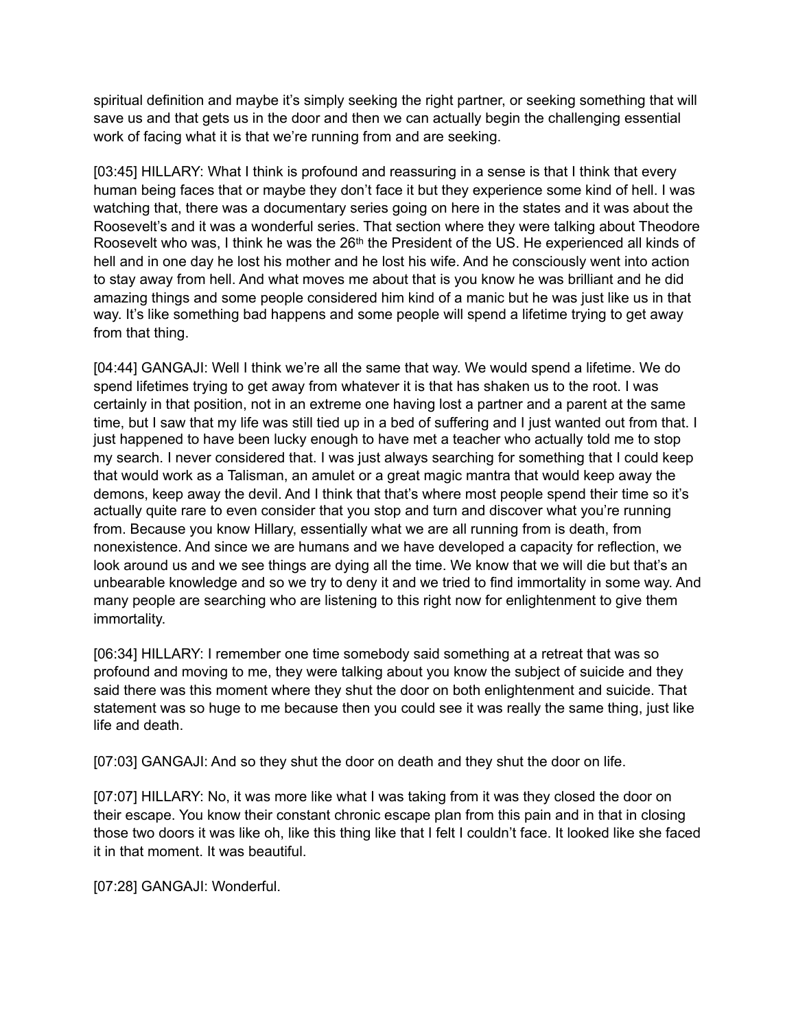spiritual definition and maybe it's simply seeking the right partner, or seeking something that will save us and that gets us in the door and then we can actually begin the challenging essential work of facing what it is that we're running from and are seeking.

[03:45] HILLARY: What I think is profound and reassuring in a sense is that I think that every human being faces that or maybe they don't face it but they experience some kind of hell. I was watching that, there was a documentary series going on here in the states and it was about the Roosevelt's and it was a wonderful series. That section where they were talking about Theodore Roosevelt who was, I think he was the 26th the President of the US. He experienced all kinds of hell and in one day he lost his mother and he lost his wife. And he consciously went into action to stay away from hell. And what moves me about that is you know he was brilliant and he did amazing things and some people considered him kind of a manic but he was just like us in that way. It's like something bad happens and some people will spend a lifetime trying to get away from that thing.

[04:44] GANGAJI: Well I think we're all the same that way. We would spend a lifetime. We do spend lifetimes trying to get away from whatever it is that has shaken us to the root. I was certainly in that position, not in an extreme one having lost a partner and a parent at the same time, but I saw that my life was still tied up in a bed of suffering and I just wanted out from that. I just happened to have been lucky enough to have met a teacher who actually told me to stop my search. I never considered that. I was just always searching for something that I could keep that would work as a Talisman, an amulet or a great magic mantra that would keep away the demons, keep away the devil. And I think that that's where most people spend their time so it's actually quite rare to even consider that you stop and turn and discover what you're running from. Because you know Hillary, essentially what we are all running from is death, from nonexistence. And since we are humans and we have developed a capacity for reflection, we look around us and we see things are dying all the time. We know that we will die but that's an unbearable knowledge and so we try to deny it and we tried to find immortality in some way. And many people are searching who are listening to this right now for enlightenment to give them immortality.

[06:34] HILLARY: I remember one time somebody said something at a retreat that was so profound and moving to me, they were talking about you know the subject of suicide and they said there was this moment where they shut the door on both enlightenment and suicide. That statement was so huge to me because then you could see it was really the same thing, just like life and death.

[07:03] GANGAJI: And so they shut the door on death and they shut the door on life.

[07:07] HILLARY: No, it was more like what I was taking from it was they closed the door on their escape. You know their constant chronic escape plan from this pain and in that in closing those two doors it was like oh, like this thing like that I felt I couldn't face. It looked like she faced it in that moment. It was beautiful.

[07:28] GANGAJI: Wonderful.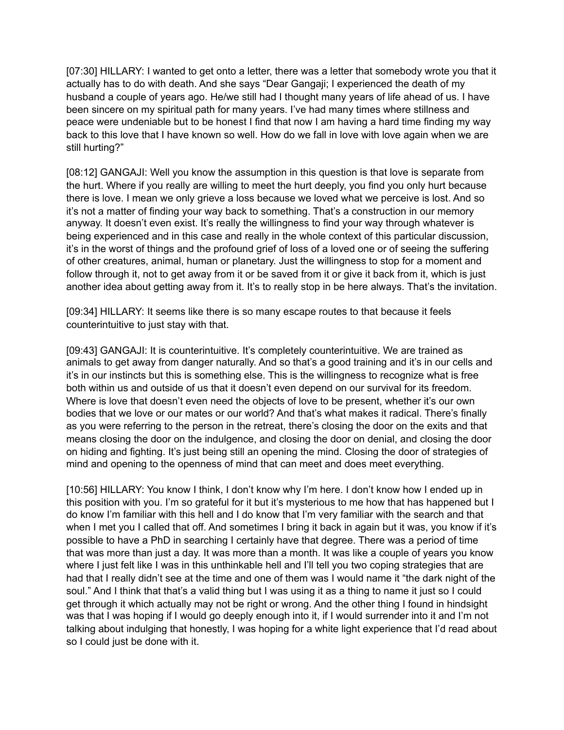[07:30] HILLARY: I wanted to get onto a letter, there was a letter that somebody wrote you that it actually has to do with death. And she says "Dear Gangaji; I experienced the death of my husband a couple of years ago. He/we still had I thought many years of life ahead of us. I have been sincere on my spiritual path for many years. I've had many times where stillness and peace were undeniable but to be honest I find that now I am having a hard time finding my way back to this love that I have known so well. How do we fall in love with love again when we are still hurting?"

[08:12] GANGAJI: Well you know the assumption in this question is that love is separate from the hurt. Where if you really are willing to meet the hurt deeply, you find you only hurt because there is love. I mean we only grieve a loss because we loved what we perceive is lost. And so it's not a matter of finding your way back to something. That's a construction in our memory anyway. It doesn't even exist. It's really the willingness to find your way through whatever is being experienced and in this case and really in the whole context of this particular discussion, it's in the worst of things and the profound grief of loss of a loved one or of seeing the suffering of other creatures, animal, human or planetary. Just the willingness to stop for a moment and follow through it, not to get away from it or be saved from it or give it back from it, which is just another idea about getting away from it. It's to really stop in be here always. That's the invitation.

[09:34] HILLARY: It seems like there is so many escape routes to that because it feels counterintuitive to just stay with that.

[09:43] GANGAJI: It is counterintuitive. It's completely counterintuitive. We are trained as animals to get away from danger naturally. And so that's a good training and it's in our cells and it's in our instincts but this is something else. This is the willingness to recognize what is free both within us and outside of us that it doesn't even depend on our survival for its freedom. Where is love that doesn't even need the objects of love to be present, whether it's our own bodies that we love or our mates or our world? And that's what makes it radical. There's finally as you were referring to the person in the retreat, there's closing the door on the exits and that means closing the door on the indulgence, and closing the door on denial, and closing the door on hiding and fighting. It's just being still an opening the mind. Closing the door of strategies of mind and opening to the openness of mind that can meet and does meet everything.

[10:56] HILLARY: You know I think, I don't know why I'm here. I don't know how I ended up in this position with you. I'm so grateful for it but it's mysterious to me how that has happened but I do know I'm familiar with this hell and I do know that I'm very familiar with the search and that when I met you I called that off. And sometimes I bring it back in again but it was, you know if it's possible to have a PhD in searching I certainly have that degree. There was a period of time that was more than just a day. It was more than a month. It was like a couple of years you know where I just felt like I was in this unthinkable hell and I'll tell you two coping strategies that are had that I really didn't see at the time and one of them was I would name it "the dark night of the soul." And I think that that's a valid thing but I was using it as a thing to name it just so I could get through it which actually may not be right or wrong. And the other thing I found in hindsight was that I was hoping if I would go deeply enough into it, if I would surrender into it and I'm not talking about indulging that honestly, I was hoping for a white light experience that I'd read about so I could just be done with it.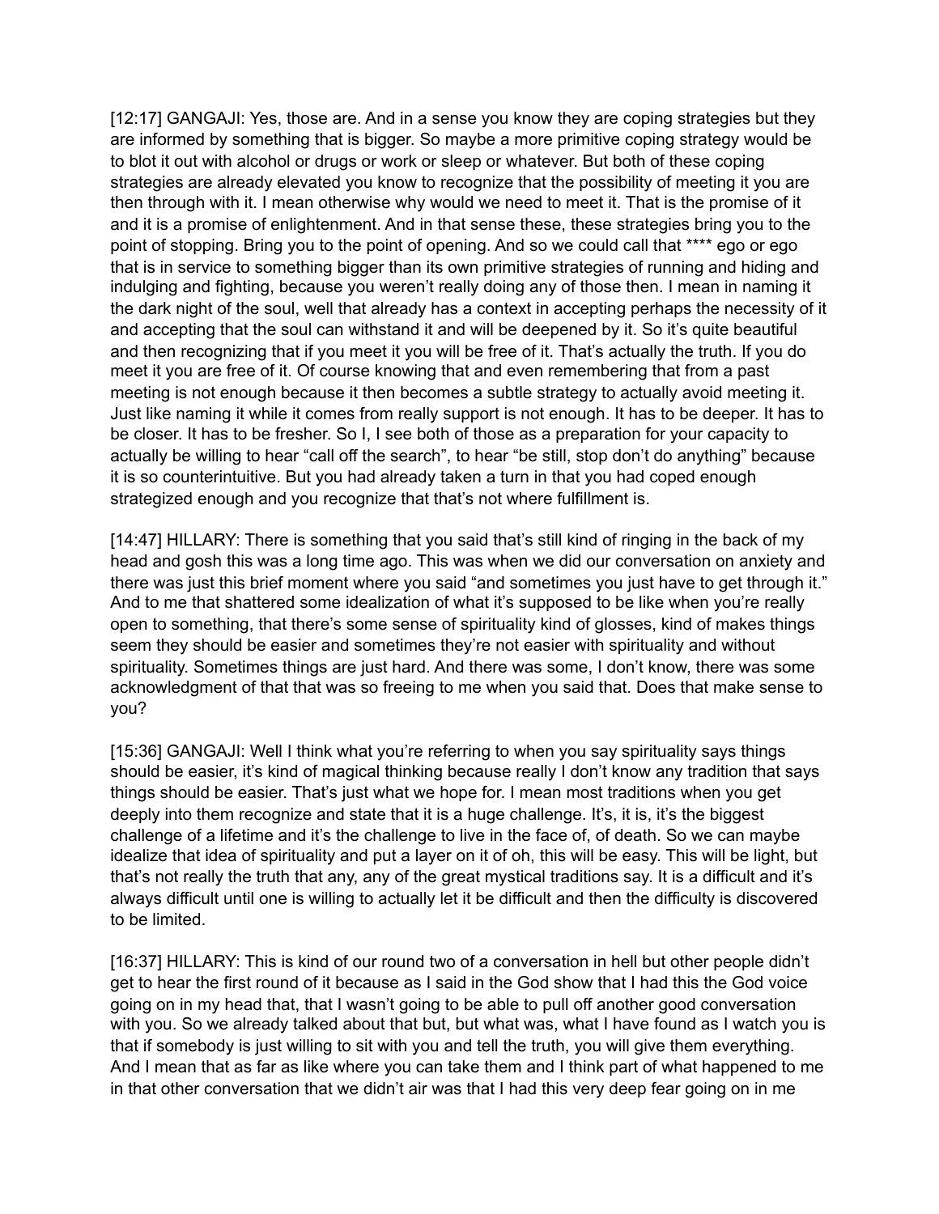[12:17] GANGAJI: Yes, those are. And in a sense you know they are coping strategies but they are informed by something that is bigger. So maybe a more primitive coping strategy would be to blot it out with alcohol or drugs or work or sleep or whatever. But both of these coping strategies are already elevated you know to recognize that the possibility of meeting it you are then through with it. I mean otherwise why would we need to meet it. That is the promise of it and it is a promise of enlightenment. And in that sense these, these strategies bring you to the point of stopping. Bring you to the point of opening. And so we could call that **** ego or ego that is in service to something bigger than its own primitive strategies of running and hiding and indulging and fighting, because you weren't really doing any of those then. I mean in naming it the dark night of the soul, well that already has a context in accepting perhaps the necessity of it and accepting that the soul can withstand it and will be deepened by it. So it's quite beautiful and then recognizing that if you meet it you will be free of it. That's actually the truth. If you do meet it you are free of it. Of course knowing that and even remembering that from a past meeting is not enough because it then becomes a subtle strategy to actually avoid meeting it. Just like naming it while it comes from really support is not enough. It has to be deeper. It has to be closer. It has to be fresher. So I, I see both of those as a preparation for your capacity to actually be willing to hear "call off the search", to hear "be still, stop don't do anything" because it is so counterintuitive. But you had already taken a turn in that you had coped enough strategized enough and you recognize that that's not where fulfillment is.

[14:47] HILLARY: There is something that you said that's still kind of ringing in the back of my head and gosh this was a long time ago. This was when we did our conversation on anxiety and there was just this brief moment where you said "and sometimes you just have to get through it." And to me that shattered some idealization of what it's supposed to be like when you're really open to something, that there's some sense of spirituality kind of glosses, kind of makes things seem they should be easier and sometimes they're not easier with spirituality and without spirituality. Sometimes things are just hard. And there was some, I don't know, there was some acknowledgment of that that was so freeing to me when you said that. Does that make sense to you?

[15:36] GANGAJI: Well I think what you're referring to when you say spirituality says things should be easier, it's kind of magical thinking because really I don't know any tradition that says things should be easier. That's just what we hope for. I mean most traditions when you get deeply into them recognize and state that it is a huge challenge. It's, it is, it's the biggest challenge of a lifetime and it's the challenge to live in the face of, of, death. So we can maybe idealize that idea of spirituality and put a layer on it of oh, this will be easy. This will be light, but that's not really the truth that any, any of the great mystical traditions say. It is a difficult and it's always difficult until one is willing to actually let it be difficult and then the difficulty is discovered to be limited.

[16:37] HILLARY: This is kind of our round two of a conversation in hell but other people didn't get to hear the first round of it because as I said in the God show that I had this the God voice going on in my head that, that I wasn't going to be able to pull off another good conversation with you. So we already talked about that but, but what was, what I have found as I watch you is that if somebody is just willing to sit with you and tell the truth, you will give them everything. And I mean that as far as like where you can take them and I think part of what happened to me in that other conversation that we didn't air was that I had this very deep fear going on in me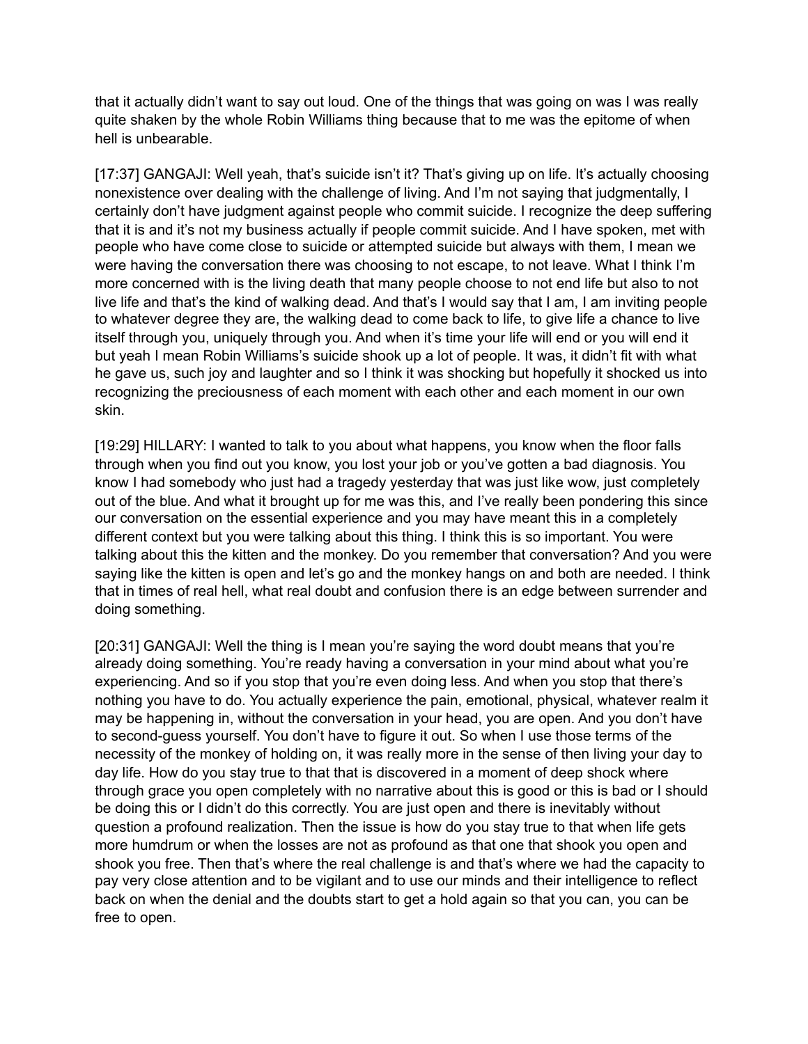that it actually didn't want to say out loud. One of the things that was going on was I was really quite shaken by the whole Robin Williams thing because that to me was the epitome of when hell is unbearable.

[17:37] GANGAJI: Well yeah, that's suicide isn't it? That's giving up on life. It's actually choosing nonexistence over dealing with the challenge of living. And I'm not saying that judgmentally, I certainly don't have judgment against people who commit suicide. I recognize the deep suffering that it is and it's not my business actually if people commit suicide. And I have spoken, met with people who have come close to suicide or attempted suicide but always with them, I mean we were having the conversation there was choosing to not escape, to not leave. What I think I'm more concerned with is the living death that many people choose to not end life but also to not live life and that's the kind of walking dead. And that's I would say that I am, I am inviting people to whatever degree they are, the walking dead to come back to life, to give life a chance to live itself through you, uniquely through you. And when it's time your life will end or you will end it but yeah I mean Robin Williams's suicide shook up a lot of people. It was, it didn't fit with what he gave us, such joy and laughter and so I think it was shocking but hopefully it shocked us into recognizing the preciousness of each moment with each other and each moment in our own skin.

[19:29] HILLARY: I wanted to talk to you about what happens, you know when the floor falls through when you find out you know, you lost your job or you've gotten a bad diagnosis. You know I had somebody who just had a tragedy yesterday that was just like wow, just completely out of the blue. And what it brought up for me was this, and I've really been pondering this since our conversation on the essential experience and you may have meant this in a completely different context but you were talking about this thing. I think this is so important. You were talking about this the kitten and the monkey. Do you remember that conversation? And you were saying like the kitten is open and let's go and the monkey hangs on and both are needed. I think that in times of real hell, what real doubt and confusion there is an edge between surrender and doing something.

[20:31] GANGAJI: Well the thing is I mean you're saying the word doubt means that you're already doing something. You're ready having a conversation in your mind about what you're experiencing. And so if you stop that you're even doing less. And when you stop that there's nothing you have to do. You actually experience the pain, emotional, physical, whatever realm it may be happening in, without the conversation in your head, you are open. And you don't have to second-guess yourself. You don't have to figure it out. So when I use those terms of the necessity of the monkey of holding on, it was really more in the sense of then living your day to day life. How do you stay true to that that is discovered in a moment of deep shock where through grace you open completely with no narrative about this is good or this is bad or I should be doing this or I didn't do this correctly. You are just open and there is inevitably without question a profound realization. Then the issue is how do you stay true to that when life gets more humdrum or when the losses are not as profound as that one that shook you open and shook you free. Then that's where the real challenge is and that's where we had the capacity to pay very close attention and to be vigilant and to use our minds and their intelligence to reflect back on when the denial and the doubts start to get a hold again so that you can, you can be free to open.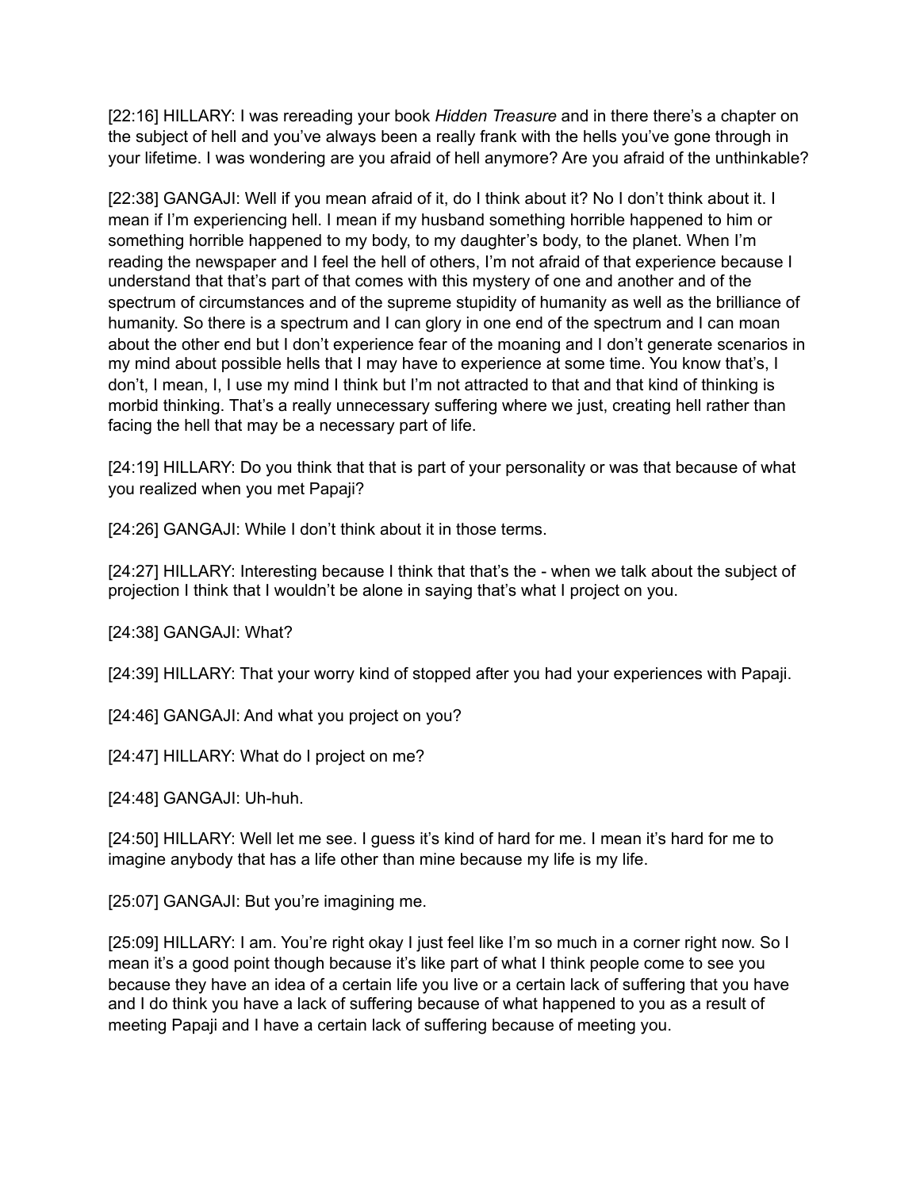[22:16] HILLARY: I was rereading your book *Hidden Treasure* and in there there's a chapter on the subject of hell and you've always been a really frank with the hells you've gone through in your lifetime. I was wondering are you afraid of hell anymore? Are you afraid of the unthinkable?

[22:38] GANGAJI: Well if you mean afraid of it, do I think about it? No I don't think about it. I mean if I'm experiencing hell. I mean if my husband something horrible happened to him or something horrible happened to my body, to my daughter's body, to the planet. When I'm reading the newspaper and I feel the hell of others, I'm not afraid of that experience because I understand that that's part of that comes with this mystery of one and another and of the spectrum of circumstances and of the supreme stupidity of humanity as well as the brilliance of humanity. So there is a spectrum and I can glory in one end of the spectrum and I can moan about the other end but I don't experience fear of the moaning and I don't generate scenarios in my mind about possible hells that I may have to experience at some time. You know that's, I don't, I mean, I, I use my mind I think but I'm not attracted to that and that kind of thinking is morbid thinking. That's a really unnecessary suffering where we just, creating hell rather than facing the hell that may be a necessary part of life.

[24:19] HILLARY: Do you think that that is part of your personality or was that because of what you realized when you met Papaji?

[24:26] GANGAJI: While I don't think about it in those terms.

[24:27] HILLARY: Interesting because I think that that's the - when we talk about the subject of projection I think that I wouldn't be alone in saying that's what I project on you.

[24:38] GANGAJI: What?

[24:39] HILLARY: That your worry kind of stopped after you had your experiences with Papaji.

[24:46] GANGAJI: And what you project on you?

[24:47] HILLARY: What do I project on me?

[24:48] GANGAJI: Uh-huh.

[24:50] HILLARY: Well let me see. I guess it's kind of hard for me. I mean it's hard for me to imagine anybody that has a life other than mine because my life is my life.

[25:07] GANGAJI: But you're imagining me.

[25:09] HILLARY: I am. You're right okay I just feel like I'm so much in a corner right now. So I mean it's a good point though because it's like part of what I think people come to see you because they have an idea of a certain life you live or a certain lack of suffering that you have and I do think you have a lack of suffering because of what happened to you as a result of meeting Papaji and I have a certain lack of suffering because of meeting you.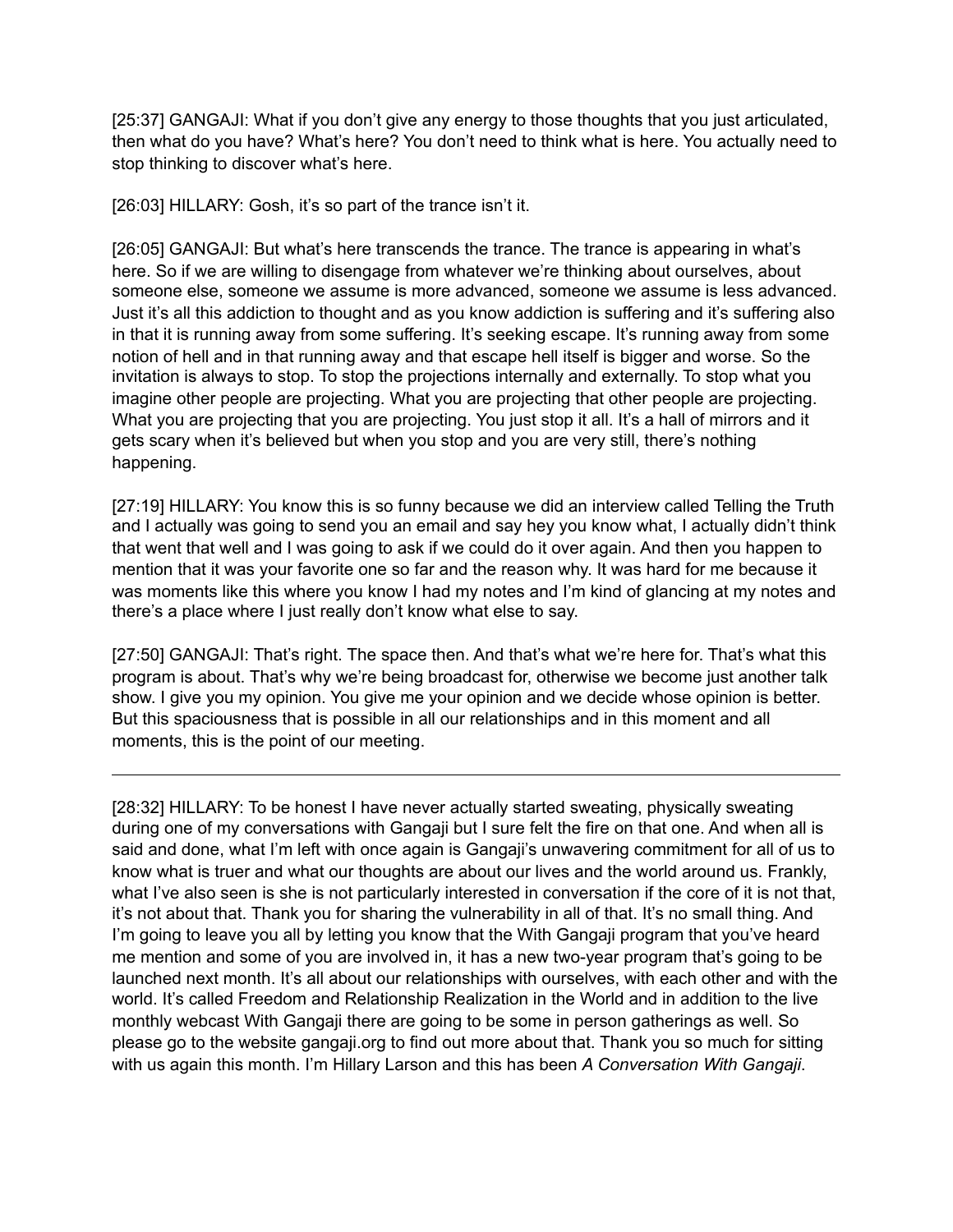[25:37] GANGAJI: What if you don't give any energy to those thoughts that you just articulated, then what do you have? What's here? You don't need to think what is here. You actually need to stop thinking to discover what's here.

[26:03] HILLARY: Gosh, it's so part of the trance isn't it.

[26:05] GANGAJI: But what's here transcends the trance. The trance is appearing in what's here. So if we are willing to disengage from whatever we're thinking about ourselves, about someone else, someone we assume is more advanced, someone we assume is less advanced. Just it's all this addiction to thought and as you know addiction is suffering and it's suffering also in that it is running away from some suffering. It's seeking escape. It's running away from some notion of hell and in that running away and that escape hell itself is bigger and worse. So the invitation is always to stop. To stop the projections internally and externally. To stop what you imagine other people are projecting. What you are projecting that other people are projecting. What you are projecting that you are projecting. You just stop it all. It's a hall of mirrors and it gets scary when it's believed but when you stop and you are very still, there's nothing happening.

[27:19] HILLARY: You know this is so funny because we did an interview called Telling the Truth and I actually was going to send you an email and say hey you know what, I actually didn't think that went that well and I was going to ask if we could do it over again. And then you happen to mention that it was your favorite one so far and the reason why. It was hard for me because it was moments like this where you know I had my notes and I'm kind of glancing at my notes and there's a place where I just really don't know what else to say.

[27:50] GANGAJI: That's right. The space then. And that's what we're here for. That's what this program is about. That's why we're being broadcast for, otherwise we become just another talk show. I give you my opinion. You give me your opinion and we decide whose opinion is better. But this spaciousness that is possible in all our relationships and in this moment and all moments, this is the point of our meeting.

---

[28:32] HILLARY: To be honest I have never actually started sweating, physically sweating during one of my conversations with Gangaji but I sure felt the fire on that one. And when all is said and done, what I'm left with once again is Gangaji's unwavering commitment for all of us to know what is truer and what our thoughts are about our lives and the world around us. Frankly, what I've also seen is she is not particularly interested in conversation if the core of it is not that, it's not about that. Thank you for sharing the vulnerability in all of that. It's no small thing. And I'm going to leave you all by letting you know that the With Gangaji program that you've heard me mention and some of you are involved in, it has a new two-year program that's going to be launched next month. It's all about our relationships with ourselves, with each other and with the world. It's called Freedom and Relationship Realization in the World and in addition to the live monthly webcast With Gangaji there are going to be some in person gatherings as well. So please go to the website gangaji.org to find out more about that. Thank you so much for sitting with us again this month. I'm Hillary Larson and this has been *A Conversation With Gangaji*.